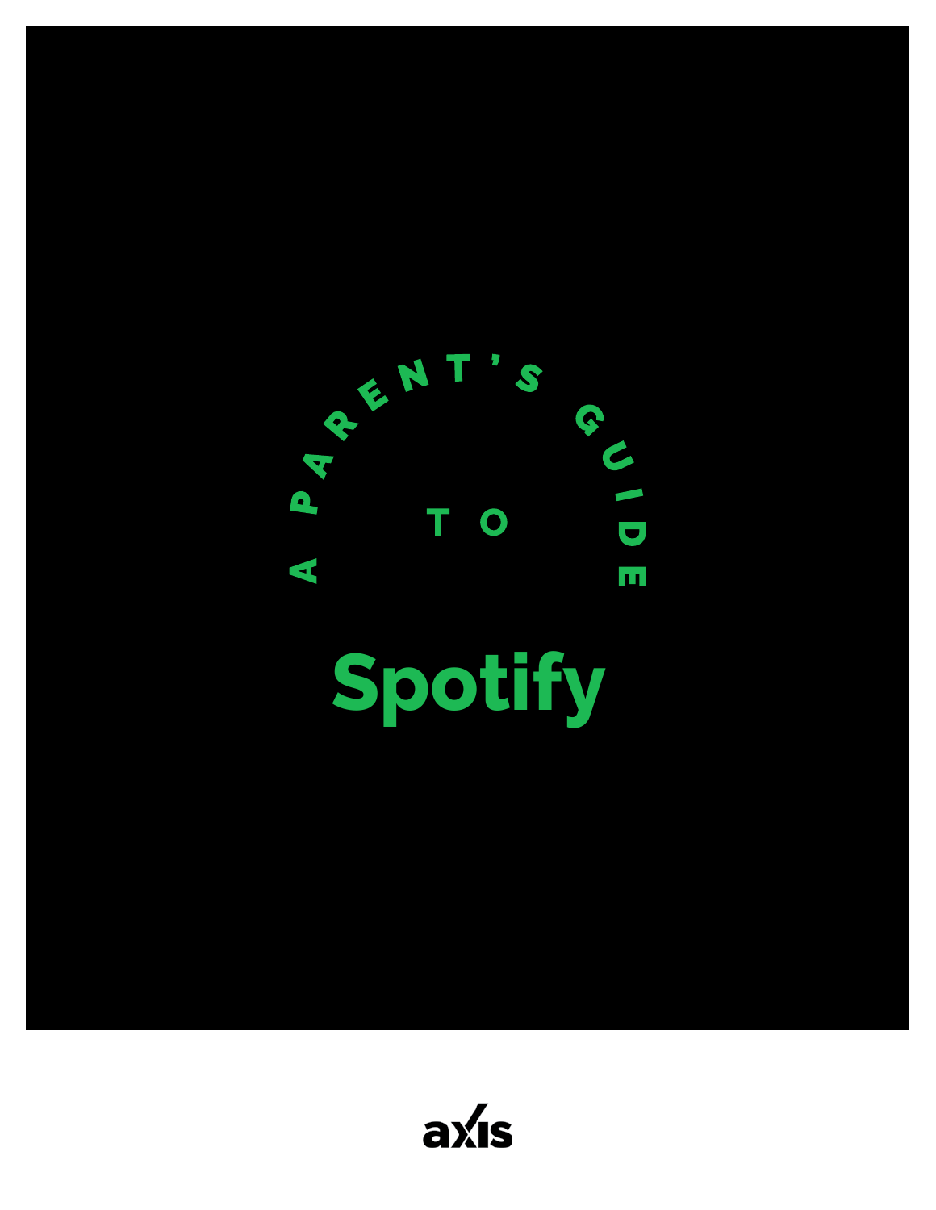# A Parent's Guide to Spotify

axis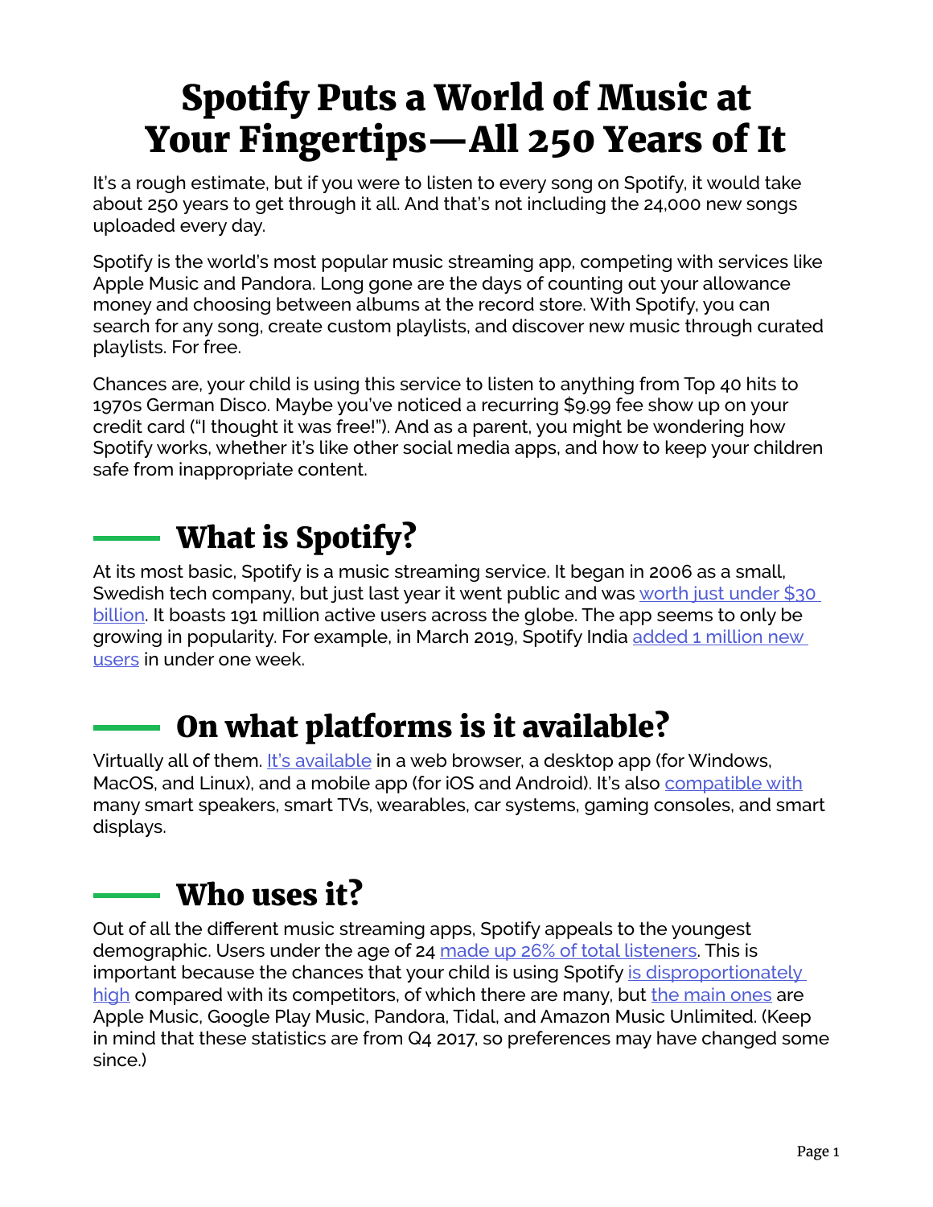# Spotify Puts a World of Music at Your Fingertips—All 250 Years of It

It's a rough estimate, but if you were to listen to every song on Spotify, it would take about 250 years to get through it all. And that's not including the 24,000 new songs uploaded every day.

Spotify is the world's most popular music streaming app, competing with services like Apple Music and Pandora. Long gone are the days of counting out your allowance money and choosing between albums at the record store. With Spotify, you can search for any song, create custom playlists, and discover new music through curated playlists. For free.

Chances are, your child is using this service to listen to anything from Top 40 hits to 1970s German Disco. Maybe you've noticed a recurring $9.99 fee show up on your credit card ("I thought it was free!"). And as a parent, you might be wondering how Spotify works, whether it's like other social media apps, and how to keep your children safe from inappropriate content.

## What is Spotify?

At its most basic, Spotify is a music streaming service. It began in 2006 as a small, Swedish tech company, but just last year it went public and was worth just under $30 billion. It boasts 191 million active users across the globe. The app seems to only be growing in popularity. For example, in March 2019, Spotify India added 1 million new users in under one week.

## On what platforms is it available?

Virtually all of them. It's available in a web browser, a desktop app (for Windows, MacOS, and Linux), and a mobile app (for iOS and Android). It's also compatible with many smart speakers, smart TVs, wearables, car systems, gaming consoles, and smart displays.

## Who uses it?

Out of all the different music streaming apps, Spotify appeals to the youngest demographic. Users under the age of 24 made up 26% of total listeners. This is important because the chances that your child is using Spotify is disproportionately high compared with its competitors, of which there are many, but the main ones are Apple Music, Google Play Music, Pandora, Tidal, and Amazon Music Unlimited. (Keep in mind that these statistics are from Q4 2017, so preferences may have changed some since.)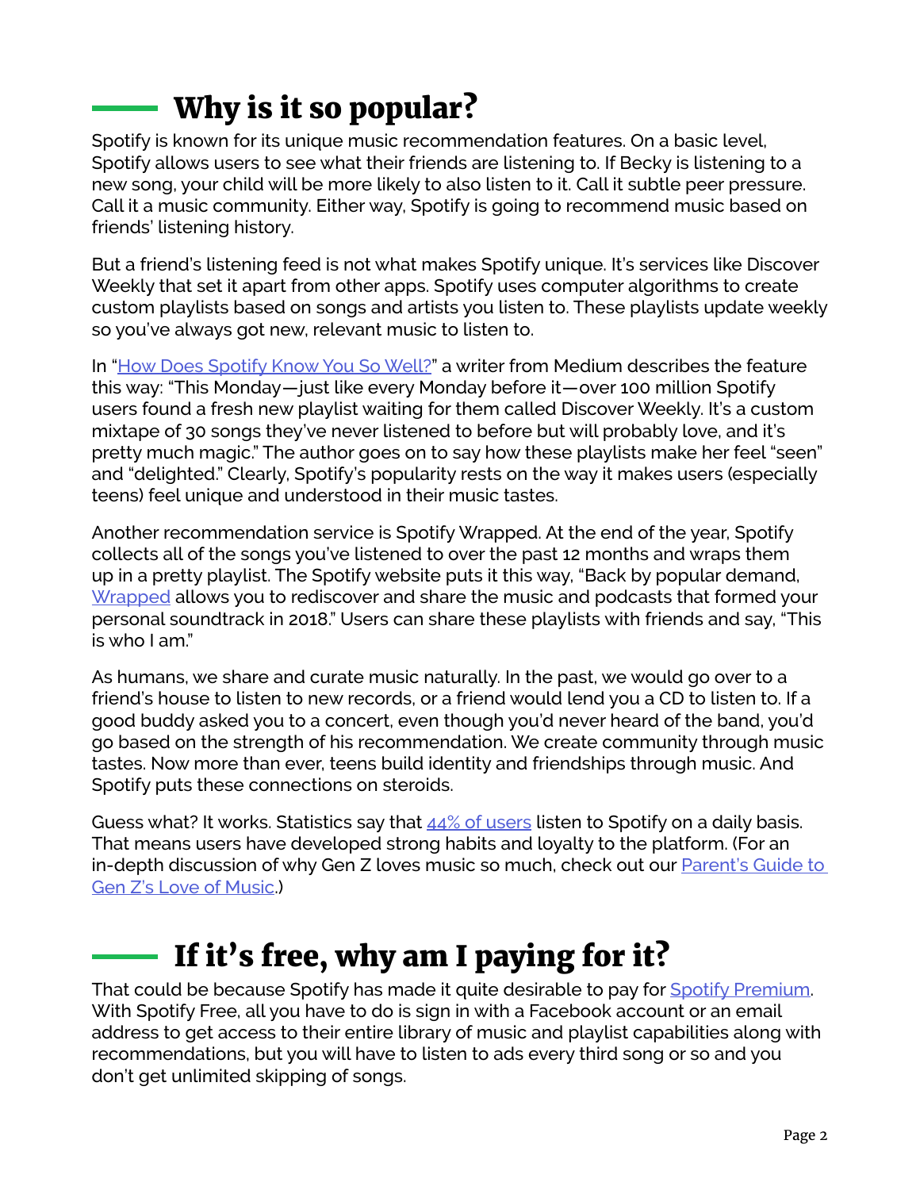## Why is it so popular?

Spotify is known for its unique music recommendation features. On a basic level, Spotify allows users to see what their friends are listening to. If Becky is listening to a new song, your child will be more likely to also listen to it. Call it subtle peer pressure. Call it a music community. Either way, Spotify is going to recommend music based on friends' listening history.

But a friend's listening feed is not what makes Spotify unique. It's services like Discover Weekly that set it apart from other apps. Spotify uses computer algorithms to create custom playlists based on songs and artists you listen to. These playlists update weekly so you've always got new, relevant music to listen to.

In "How Does Spotify Know You So Well?" a writer from Medium describes the feature this way: "This Monday—just like every Monday before it—over 100 million Spotify users found a fresh new playlist waiting for them called Discover Weekly. It's a custom mixtape of 30 songs they've never listened to before but will probably love, and it's pretty much magic." The author goes on to say how these playlists make her feel "seen" and "delighted." Clearly, Spotify's popularity rests on the way it makes users (especially teens) feel unique and understood in their music tastes.

Another recommendation service is Spotify Wrapped. At the end of the year, Spotify collects all of the songs you've listened to over the past 12 months and wraps them up in a pretty playlist. The Spotify website puts it this way, "Back by popular demand, Wrapped allows you to rediscover and share the music and podcasts that formed your personal soundtrack in 2018." Users can share these playlists with friends and say, "This is who I am."

As humans, we share and curate music naturally. In the past, we would go over to a friend's house to listen to new records, or a friend would lend you a CD to listen to. If a good buddy asked you to a concert, even though you'd never heard of the band, you'd go based on the strength of his recommendation. We create community through music tastes. Now more than ever, teens build identity and friendships through music. And Spotify puts these connections on steroids.

Guess what? It works. Statistics say that 44% of users listen to Spotify on a daily basis. That means users have developed strong habits and loyalty to the platform. (For an in-depth discussion of why Gen Z loves music so much, check out our Parent's Guide to Gen Z's Love of Music.)

## If it's free, why am I paying for it?

That could be because Spotify has made it quite desirable to pay for Spotify Premium. With Spotify Free, all you have to do is sign in with a Facebook account or an email address to get access to their entire library of music and playlist capabilities along with recommendations, but you will have to listen to ads every third song or so and you don't get unlimited skipping of songs.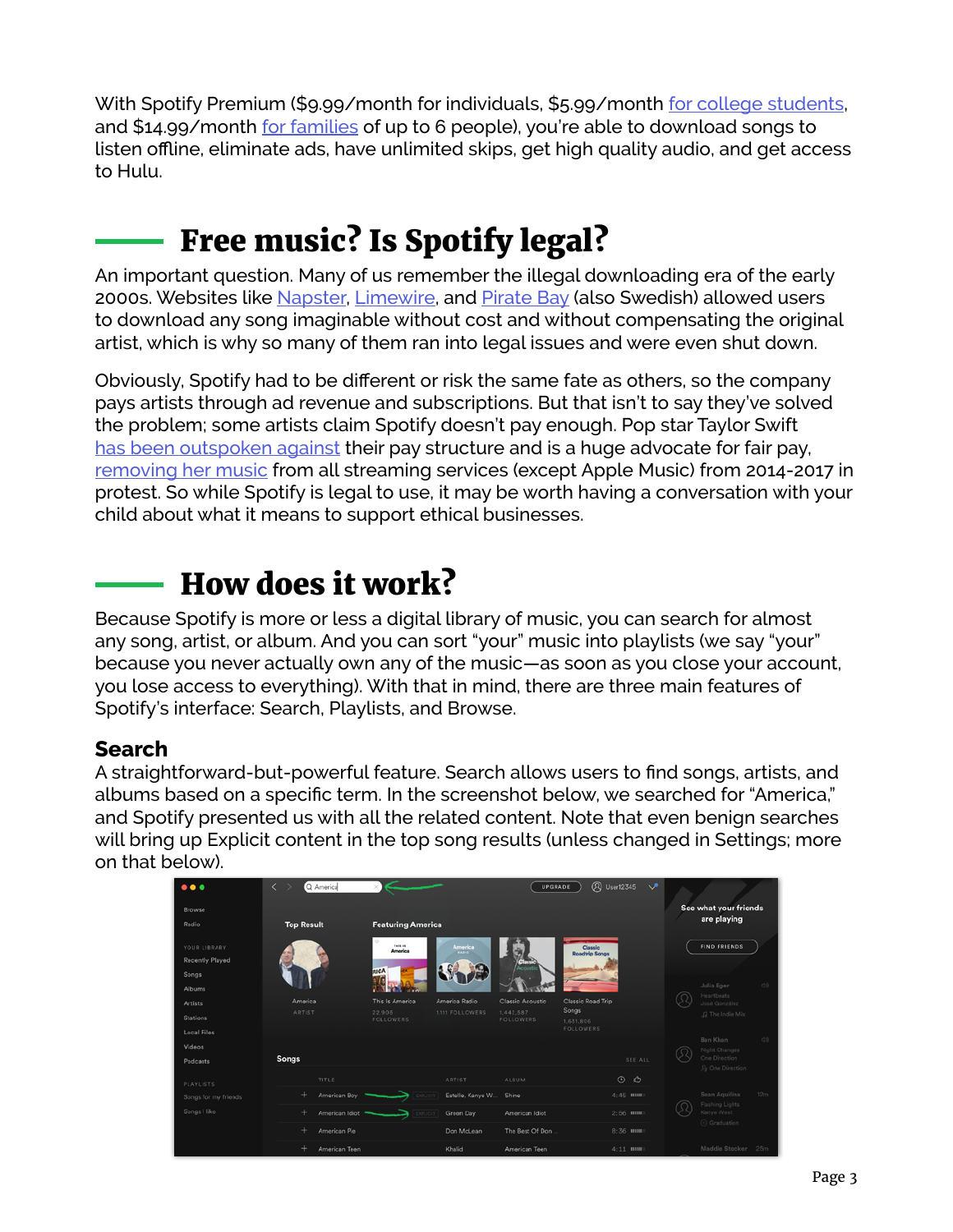With Spotify Premium ($9.99/month for individuals, $5.99/month for college students, and $14.99/month for families of up to 6 people), you're able to download songs to listen offline, eliminate ads, have unlimited skips, get high quality audio, and get access to Hulu.

## Free music? Is Spotify legal?

An important question. Many of us remember the illegal downloading era of the early 2000s. Websites like Napster, Limewire, and Pirate Bay (also Swedish) allowed users to download any song imaginable without cost and without compensating the original artist, which is why so many of them ran into legal issues and were even shut down.

Obviously, Spotify had to be different or risk the same fate as others, so the company pays artists through ad revenue and subscriptions. But that isn't to say they've solved the problem; some artists claim Spotify doesn't pay enough. Pop star Taylor Swift has been outspoken against their pay structure and is a huge advocate for fair pay, removing her music from all streaming services (except Apple Music) from 2014-2017 in protest. So while Spotify is legal to use, it may be worth having a conversation with your child about what it means to support ethical businesses.

## How does it work?

Because Spotify is more or less a digital library of music, you can search for almost any song, artist, or album. And you can sort "your" music into playlists (we say "your" because you never actually own any of the music—as soon as you close your account, you lose access to everything). With that in mind, there are three main features of Spotify's interface: Search, Playlists, and Browse.

### Search

A straightforward-but-powerful feature. Search allows users to find songs, artists, and albums based on a specific term. In the screenshot below, we searched for "America," and Spotify presented us with all the related content. Note that even benign searches will bring up Explicit content in the top song results (unless changed in Settings; more on that below).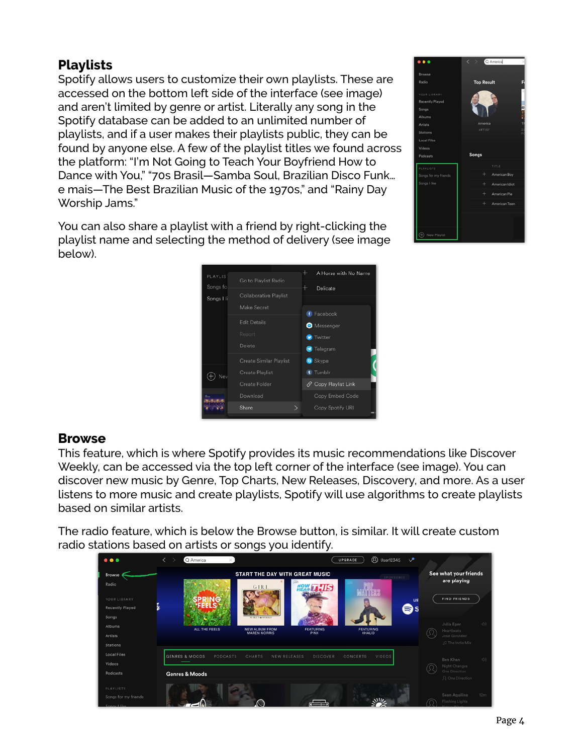## Playlists

Spotify allows users to customize their own playlists. These are accessed on the bottom left side of the interface (see image) and aren't limited by genre or artist. Literally any song in the Spotify database can be added to an unlimited number of playlists, and if a user makes their playlists public, they can be found by anyone else. A few of the playlist titles we found across the platform: "I'm Not Going to Teach Your Boyfriend How to Dance with You," "70s Brasil—Samba Soul, Brazilian Disco Funk... e mais—The Best Brazilian Music of the 1970s," and "Rainy Day Worship Jams."

You can also share a playlist with a friend by right-clicking the playlist name and selecting the method of delivery (see image below).

## Browse

This feature, which is where Spotify provides its music recommendations like Discover Weekly, can be accessed via the top left corner of the interface (see image). You can discover new music by Genre, Top Charts, New Releases, Discovery, and more. As a user listens to more music and create playlists, Spotify will use algorithms to create playlists based on similar artists.

The radio feature, which is below the Browse button, is similar. It will create custom radio stations based on artists or songs you identify.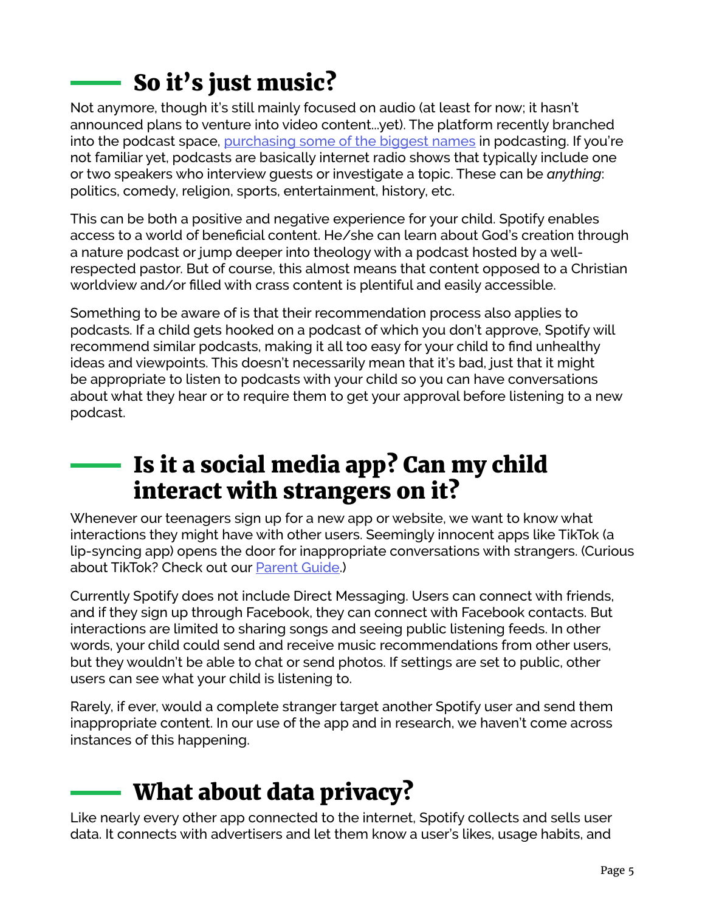## So it's just music?

Not anymore, though it's still mainly focused on audio (at least for now; it hasn't announced plans to venture into video content...yet). The platform recently branched into the podcast space, [purchasing some of the biggest names]() in podcasting. If you're not familiar yet, podcasts are basically internet radio shows that typically include one or two speakers who interview guests or investigate a topic. These can be *anything*: politics, comedy, religion, sports, entertainment, history, etc.

This can be both a positive and negative experience for your child. Spotify enables access to a world of beneficial content. He/she can learn about God's creation through a nature podcast or jump deeper into theology with a podcast hosted by a well-respected pastor. But of course, this almost means that content opposed to a Christian worldview and/or filled with crass content is plentiful and easily accessible.

Something to be aware of is that their recommendation process also applies to podcasts. If a child gets hooked on a podcast of which you don't approve, Spotify will recommend similar podcasts, making it all too easy for your child to find unhealthy ideas and viewpoints. This doesn't necessarily mean that it's bad, just that it might be appropriate to listen to podcasts with your child so you can have conversations about what they hear or to require them to get your approval before listening to a new podcast.

## Is it a social media app? Can my child interact with strangers on it?

Whenever our teenagers sign up for a new app or website, we want to know what interactions they might have with other users. Seemingly innocent apps like TikTok (a lip-syncing app) opens the door for inappropriate conversations with strangers. (Curious about TikTok? Check out our [Parent Guide]().)

Currently Spotify does not include Direct Messaging. Users can connect with friends, and if they sign up through Facebook, they can connect with Facebook contacts. But interactions are limited to sharing songs and seeing public listening feeds. In other words, your child could send and receive music recommendations from other users, but they wouldn't be able to chat or send photos. If settings are set to public, other users can see what your child is listening to.

Rarely, if ever, would a complete stranger target another Spotify user and send them inappropriate content. In our use of the app and in research, we haven't come across instances of this happening.

## What about data privacy?

Like nearly every other app connected to the internet, Spotify collects and sells user data. It connects with advertisers and let them know a user's likes, usage habits, and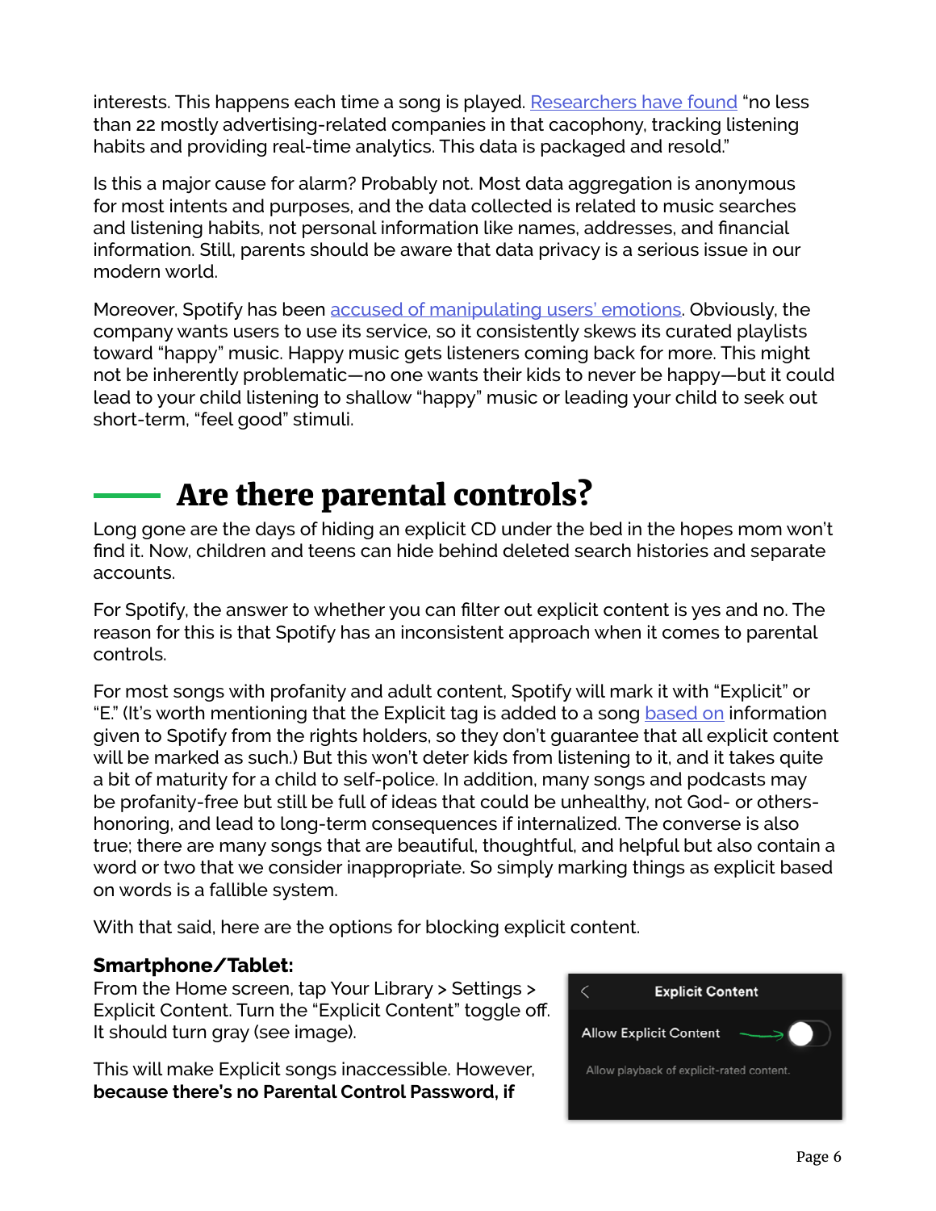interests. This happens each time a song is played. Researchers have found "no less than 22 mostly advertising-related companies in that cacophony, tracking listening habits and providing real-time analytics. This data is packaged and resold."

Is this a major cause for alarm? Probably not. Most data aggregation is anonymous for most intents and purposes, and the data collected is related to music searches and listening habits, not personal information like names, addresses, and financial information. Still, parents should be aware that data privacy is a serious issue in our modern world.

Moreover, Spotify has been accused of manipulating users' emotions. Obviously, the company wants users to use its service, so it consistently skews its curated playlists toward "happy" music. Happy music gets listeners coming back for more. This might not be inherently problematic—no one wants their kids to never be happy—but it could lead to your child listening to shallow "happy" music or leading your child to seek out short-term, "feel good" stimuli.

## Are there parental controls?

Long gone are the days of hiding an explicit CD under the bed in the hopes mom won't find it. Now, children and teens can hide behind deleted search histories and separate accounts.

For Spotify, the answer to whether you can filter out explicit content is yes and no. The reason for this is that Spotify has an inconsistent approach when it comes to parental controls.

For most songs with profanity and adult content, Spotify will mark it with "Explicit" or "E." (It's worth mentioning that the Explicit tag is added to a song based on information given to Spotify from the rights holders, so they don't guarantee that all explicit content will be marked as such.) But this won't deter kids from listening to it, and it takes quite a bit of maturity for a child to self-police. In addition, many songs and podcasts may be profanity-free but still be full of ideas that could be unhealthy, not God- or others-honoring, and lead to long-term consequences if internalized. The converse is also true; there are many songs that are beautiful, thoughtful, and helpful but also contain a word or two that we consider inappropriate. So simply marking things as explicit based on words is a fallible system.

With that said, here are the options for blocking explicit content.

**Smartphone/Tablet:**
From the Home screen, tap Your Library > Settings > Explicit Content. Turn the "Explicit Content" toggle off. It should turn gray (see image).

Explicit Content

Allow Explicit Content

Allow playback of explicit-rated content.

This will make Explicit songs inaccessible. However, **because there's no Parental Control Password, if**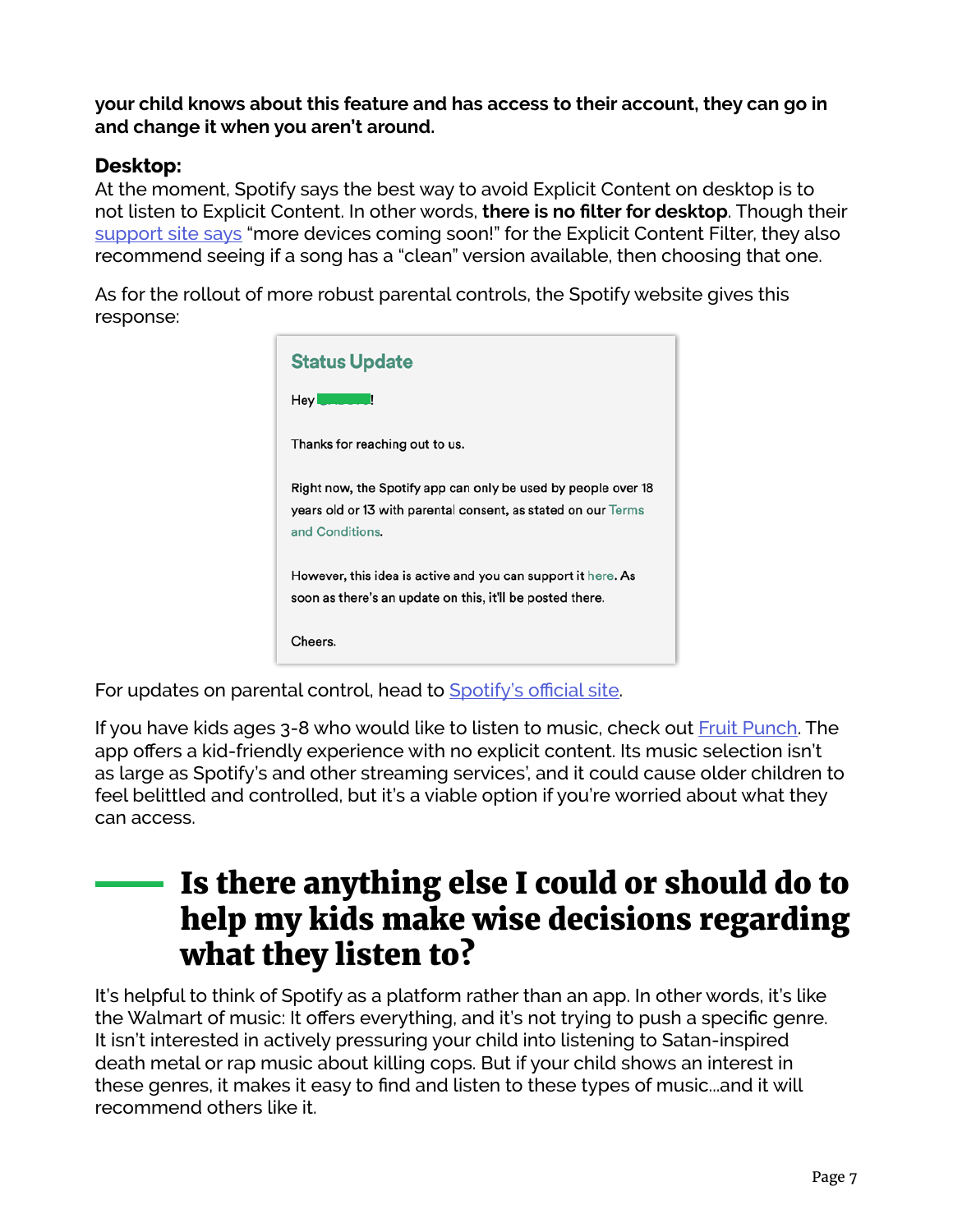**your child knows about this feature and has access to their account, they can go in and change it when you aren't around.**

### Desktop:

At the moment, Spotify says the best way to avoid Explicit Content on desktop is to not listen to Explicit Content. In other words, **there is no filter for desktop**. Though their support site says "more devices coming soon!" for the Explicit Content Filter, they also recommend seeing if a song has a "clean" version available, then choosing that one.

As for the rollout of more robust parental controls, the Spotify website gives this response:

> **Status Update**
>
> Hey [redacted]!
>
> Thanks for reaching out to us.
>
> Right now, the Spotify app can only be used by people over 18 years old or 13 with parental consent, as stated on our Terms and Conditions.
>
> However, this idea is active and you can support it here. As soon as there's an update on this, it'll be posted there.
>
> Cheers.

For updates on parental control, head to Spotify's official site.

If you have kids ages 3-8 who would like to listen to music, check out Fruit Punch. The app offers a kid-friendly experience with no explicit content. Its music selection isn't as large as Spotify's and other streaming services', and it could cause older children to feel belittled and controlled, but it's a viable option if you're worried about what they can access.

## Is there anything else I could or should do to help my kids make wise decisions regarding what they listen to?

It's helpful to think of Spotify as a platform rather than an app. In other words, it's like the Walmart of music: It offers everything, and it's not trying to push a specific genre. It isn't interested in actively pressuring your child into listening to Satan-inspired death metal or rap music about killing cops. But if your child shows an interest in these genres, it makes it easy to find and listen to these types of music...and it will recommend others like it.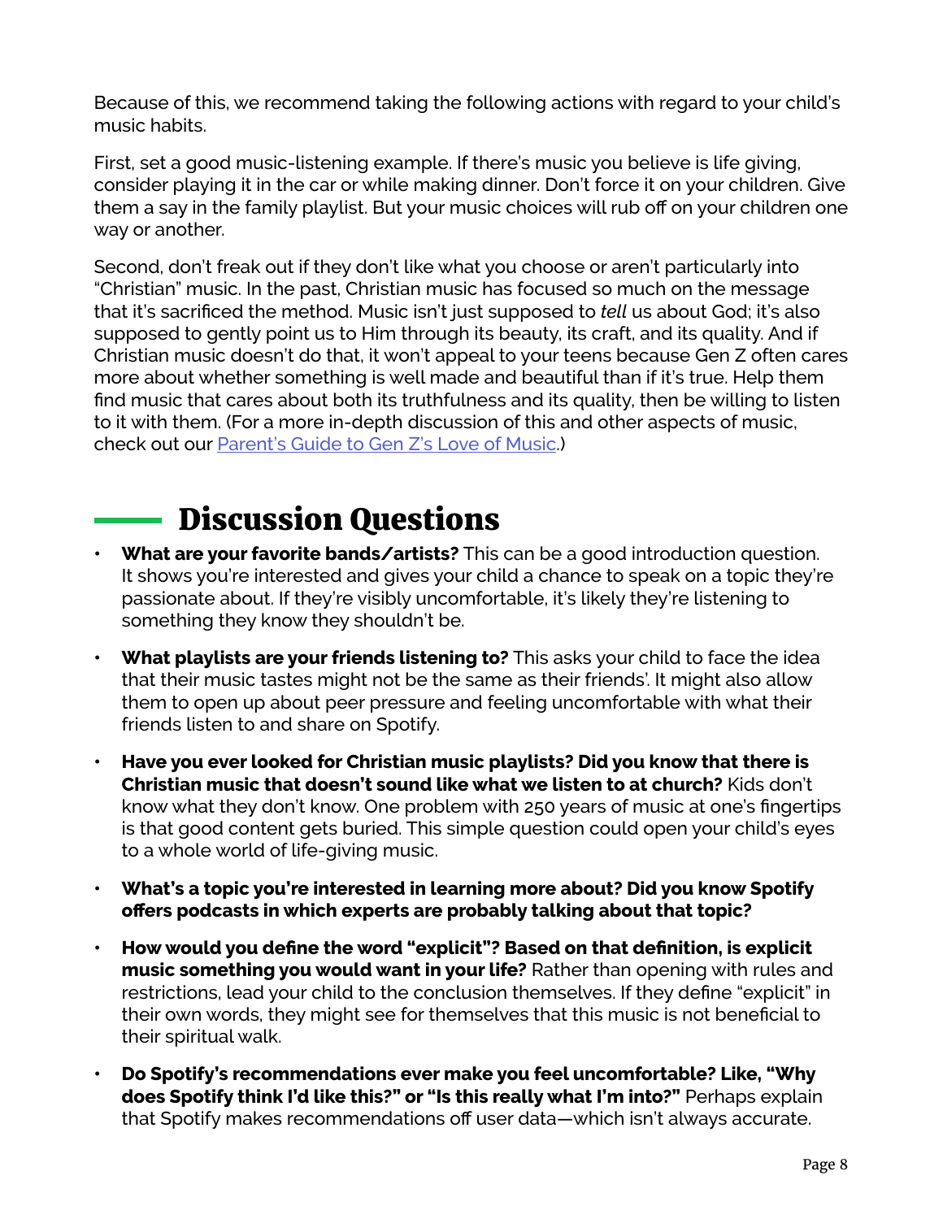Because of this, we recommend taking the following actions with regard to your child's music habits.

First, set a good music-listening example. If there's music you believe is life giving, consider playing it in the car or while making dinner. Don't force it on your children. Give them a say in the family playlist. But your music choices will rub off on your children one way or another.

Second, don't freak out if they don't like what you choose or aren't particularly into "Christian" music. In the past, Christian music has focused so much on the message that it's sacrificed the method. Music isn't just supposed to *tell* us about God; it's also supposed to gently point us to Him through its beauty, its craft, and its quality. And if Christian music doesn't do that, it won't appeal to your teens because Gen Z often cares more about whether something is well made and beautiful than if it's true. Help them find music that cares about both its truthfulness and its quality, then be willing to listen to it with them. (For a more in-depth discussion of this and other aspects of music, check out our Parent's Guide to Gen Z's Love of Music.)

## Discussion Questions

- **What are your favorite bands/artists?** This can be a good introduction question. It shows you're interested and gives your child a chance to speak on a topic they're passionate about. If they're visibly uncomfortable, it's likely they're listening to something they know they shouldn't be.
- **What playlists are your friends listening to?** This asks your child to face the idea that their music tastes might not be the same as their friends'. It might also allow them to open up about peer pressure and feeling uncomfortable with what their friends listen to and share on Spotify.
- **Have you ever looked for Christian music playlists? Did you know that there is Christian music that doesn't sound like what we listen to at church?** Kids don't know what they don't know. One problem with 250 years of music at one's fingertips is that good content gets buried. This simple question could open your child's eyes to a whole world of life-giving music.
- **What's a topic you're interested in learning more about? Did you know Spotify offers podcasts in which experts are probably talking about that topic?**
- **How would you define the word "explicit"? Based on that definition, is explicit music something you would want in your life?** Rather than opening with rules and restrictions, lead your child to the conclusion themselves. If they define "explicit" in their own words, they might see for themselves that this music is not beneficial to their spiritual walk.
- **Do Spotify's recommendations ever make you feel uncomfortable? Like, "Why does Spotify think I'd like this?" or "Is this really what I'm into?"** Perhaps explain that Spotify makes recommendations off user data—which isn't always accurate.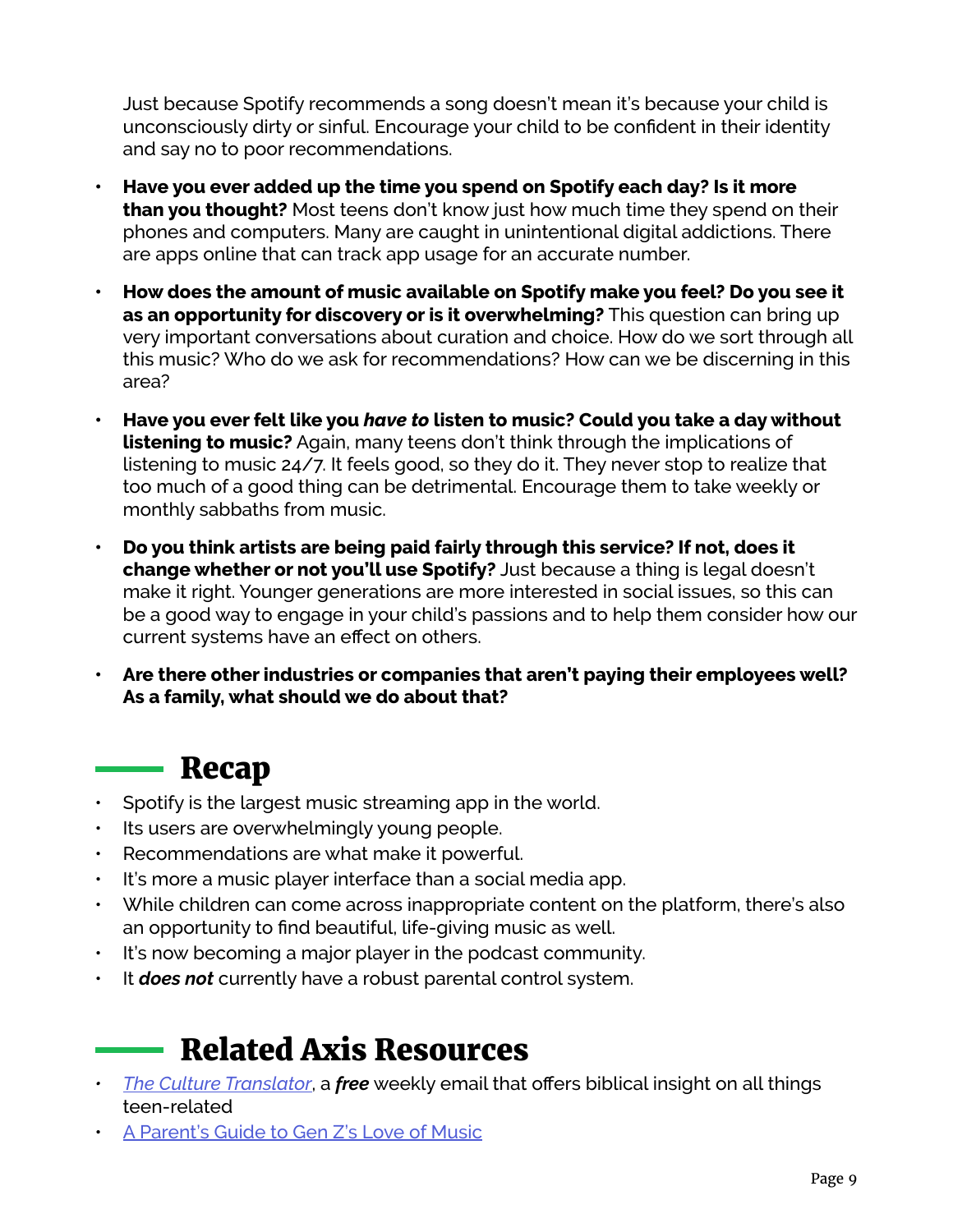Just because Spotify recommends a song doesn't mean it's because your child is unconsciously dirty or sinful. Encourage your child to be confident in their identity and say no to poor recommendations.

- **Have you ever added up the time you spend on Spotify each day? Is it more than you thought?** Most teens don't know just how much time they spend on their phones and computers. Many are caught in unintentional digital addictions. There are apps online that can track app usage for an accurate number.
- **How does the amount of music available on Spotify make you feel? Do you see it as an opportunity for discovery or is it overwhelming?** This question can bring up very important conversations about curation and choice. How do we sort through all this music? Who do we ask for recommendations? How can we be discerning in this area?
- **Have you ever felt like you *have to* listen to music? Could you take a day without listening to music?** Again, many teens don't think through the implications of listening to music 24/7. It feels good, so they do it. They never stop to realize that too much of a good thing can be detrimental. Encourage them to take weekly or monthly sabbaths from music.
- **Do you think artists are being paid fairly through this service? If not, does it change whether or not you'll use Spotify?** Just because a thing is legal doesn't make it right. Younger generations are more interested in social issues, so this can be a good way to engage in your child's passions and to help them consider how our current systems have an effect on others.
- **Are there other industries or companies that aren't paying their employees well? As a family, what should we do about that?**

## Recap

- Spotify is the largest music streaming app in the world.
- Its users are overwhelmingly young people.
- Recommendations are what make it powerful.
- It's more a music player interface than a social media app.
- While children can come across inappropriate content on the platform, there's also an opportunity to find beautiful, life-giving music as well.
- It's now becoming a major player in the podcast community.
- It ***does not*** currently have a robust parental control system.

## Related Axis Resources

- *The Culture Translator*, a ***free*** weekly email that offers biblical insight on all things teen-related
- A Parent's Guide to Gen Z's Love of Music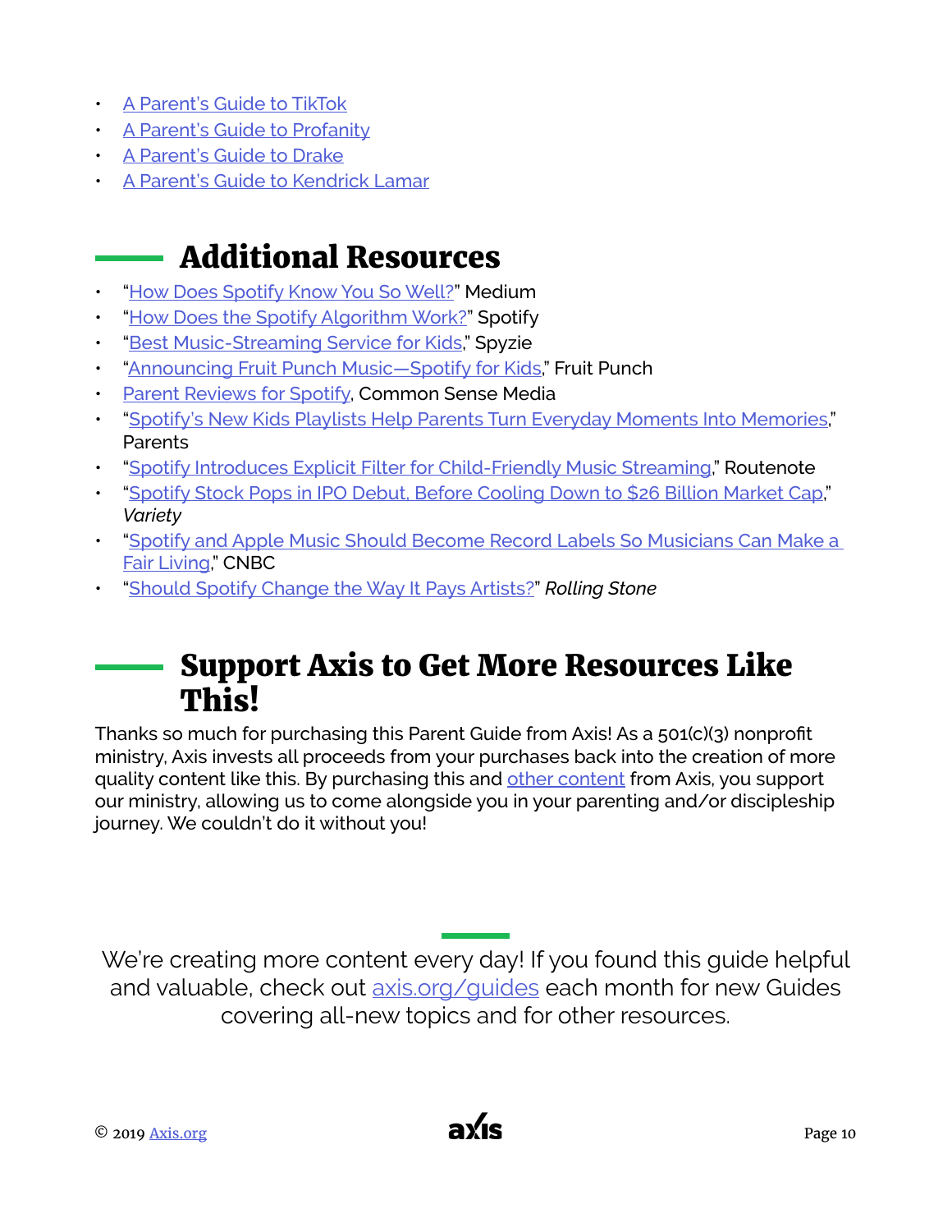- A Parent's Guide to TikTok
- A Parent's Guide to Profanity
- A Parent's Guide to Drake
- A Parent's Guide to Kendrick Lamar

## Additional Resources

- "How Does Spotify Know You So Well?" Medium
- "How Does the Spotify Algorithm Work?" Spotify
- "Best Music-Streaming Service for Kids," Spyzie
- "Announcing Fruit Punch Music—Spotify for Kids," Fruit Punch
- Parent Reviews for Spotify, Common Sense Media
- "Spotify's New Kids Playlists Help Parents Turn Everyday Moments Into Memories," Parents
- "Spotify Introduces Explicit Filter for Child-Friendly Music Streaming," Routenote
- "Spotify Stock Pops in IPO Debut, Before Cooling Down to $26 Billion Market Cap," *Variety*
- "Spotify and Apple Music Should Become Record Labels So Musicians Can Make a Fair Living," CNBC
- "Should Spotify Change the Way It Pays Artists?" *Rolling Stone*

## Support Axis to Get More Resources Like This!

Thanks so much for purchasing this Parent Guide from Axis! As a 501(c)(3) nonprofit ministry, Axis invests all proceeds from your purchases back into the creation of more quality content like this. By purchasing this and other content from Axis, you support our ministry, allowing us to come alongside you in your parenting and/or discipleship journey. We couldn't do it without you!

We're creating more content every day! If you found this guide helpful and valuable, check out axis.org/guides each month for new Guides covering all-new topics and for other resources.

© 2019 Axis.org